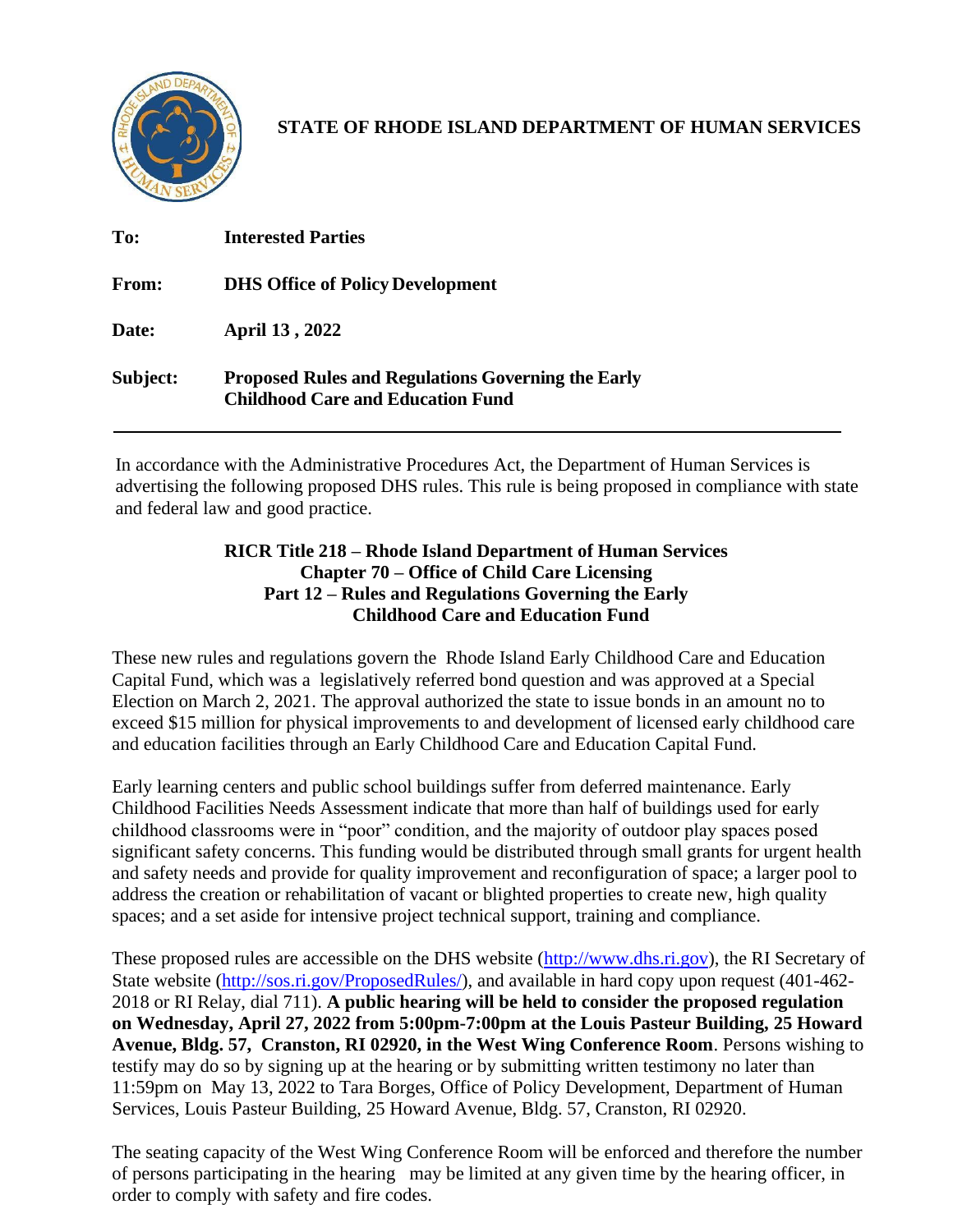**STATE OF RHODE ISLAND DEPARTMENT OF HUMAN SERVICES**

| | |
|---|---|
| **To:** | **Interested Parties** |
| **From:** | **DHS Office of Policy Development** |
| **Date:** | **April 13 , 2022** |
| **Subject:** | **Proposed Rules and Regulations Governing the Early Childhood Care and Education Fund** |

---

In accordance with the Administrative Procedures Act, the Department of Human Services is advertising the following proposed DHS rules. This rule is being proposed in compliance with state and federal law and good practice.

**RICR Title 218 – Rhode Island Department of Human Services**
**Chapter 70 – Office of Child Care Licensing**
**Part 12 – Rules and Regulations Governing the Early Childhood Care and Education Fund**

These new rules and regulations govern the Rhode Island Early Childhood Care and Education Capital Fund, which was a legislatively referred bond question and was approved at a Special Election on March 2, 2021. The approval authorized the state to issue bonds in an amount no to exceed $15 million for physical improvements to and development of licensed early childhood care and education facilities through an Early Childhood Care and Education Capital Fund.

Early learning centers and public school buildings suffer from deferred maintenance. Early Childhood Facilities Needs Assessment indicate that more than half of buildings used for early childhood classrooms were in "poor" condition, and the majority of outdoor play spaces posed significant safety concerns. This funding would be distributed through small grants for urgent health and safety needs and provide for quality improvement and reconfiguration of space; a larger pool to address the creation or rehabilitation of vacant or blighted properties to create new, high quality spaces; and a set aside for intensive project technical support, training and compliance.

These proposed rules are accessible on the DHS website (http://www.dhs.ri.gov), the RI Secretary of State website (http://sos.ri.gov/ProposedRules/), and available in hard copy upon request (401-462-2018 or RI Relay, dial 711). **A public hearing will be held to consider the proposed regulation on Wednesday, April 27, 2022 from 5:00pm-7:00pm at the Louis Pasteur Building, 25 Howard Avenue, Bldg. 57, Cranston, RI 02920, in the West Wing Conference Room**. Persons wishing to testify may do so by signing up at the hearing or by submitting written testimony no later than 11:59pm on May 13, 2022 to Tara Borges, Office of Policy Development, Department of Human Services, Louis Pasteur Building, 25 Howard Avenue, Bldg. 57, Cranston, RI 02920.

The seating capacity of the West Wing Conference Room will be enforced and therefore the number of persons participating in the hearing may be limited at any given time by the hearing officer, in order to comply with safety and fire codes.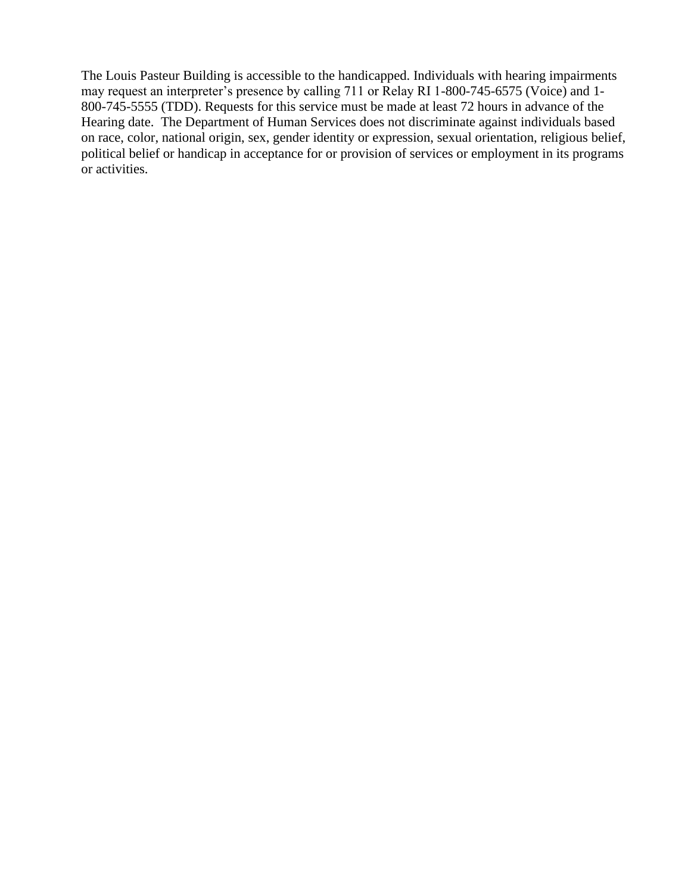The Louis Pasteur Building is accessible to the handicapped. Individuals with hearing impairments may request an interpreter's presence by calling 711 or Relay RI 1-800-745-6575 (Voice) and 1-800-745-5555 (TDD). Requests for this service must be made at least 72 hours in advance of the Hearing date. The Department of Human Services does not discriminate against individuals based on race, color, national origin, sex, gender identity or expression, sexual orientation, religious belief, political belief or handicap in acceptance for or provision of services or employment in its programs or activities.